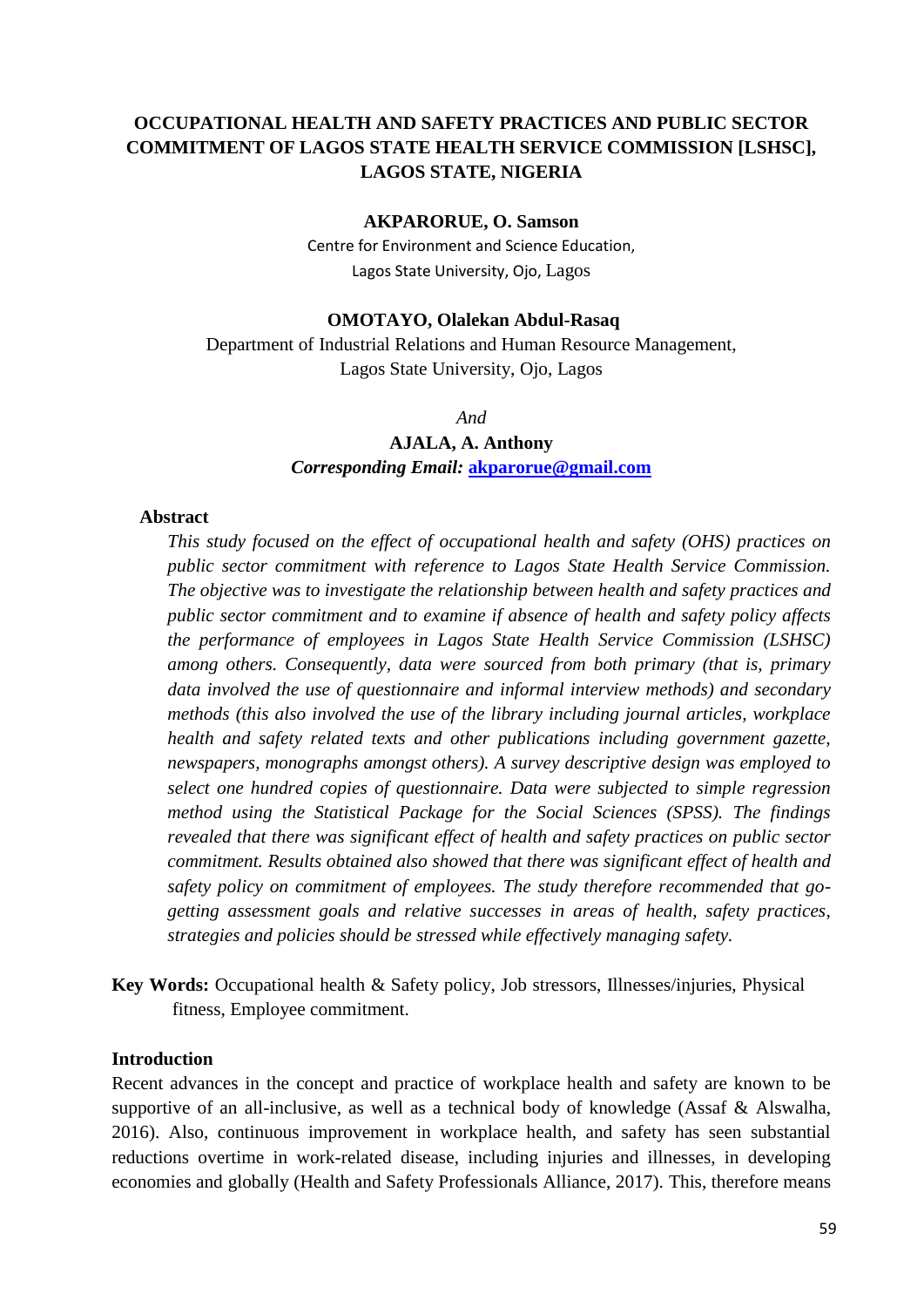# OCCUPATIONAL HEALTH AND SAFETY PRACTICES AND PUBLIC SECTOR COMMITMENT OF LAGOS STATE HEALTH SERVICE COMMISSION [LSHSC], LAGOS STATE, NIGERIA

**AKPARORUE, O. Samson**
Centre for Environment and Science Education,
Lagos State University, Ojo, Lagos

**OMOTAYO, Olalekan Abdul-Rasaq**
Department of Industrial Relations and Human Resource Management,
Lagos State University, Ojo, Lagos

*And*

**AJALA, A. Anthony**

***Corresponding Email:*** **akparorue@gmail.com**

## Abstract

*This study focused on the effect of occupational health and safety (OHS) practices on public sector commitment with reference to Lagos State Health Service Commission. The objective was to investigate the relationship between health and safety practices and public sector commitment and to examine if absence of health and safety policy affects the performance of employees in Lagos State Health Service Commission (LSHSC) among others. Consequently, data were sourced from both primary (that is, primary data involved the use of questionnaire and informal interview methods) and secondary methods (this also involved the use of the library including journal articles, workplace health and safety related texts and other publications including government gazette, newspapers, monographs amongst others). A survey descriptive design was employed to select one hundred copies of questionnaire. Data were subjected to simple regression method using the Statistical Package for the Social Sciences (SPSS). The findings revealed that there was significant effect of health and safety practices on public sector commitment. Results obtained also showed that there was significant effect of health and safety policy on commitment of employees. The study therefore recommended that go-getting assessment goals and relative successes in areas of health, safety practices, strategies and policies should be stressed while effectively managing safety.*

**Key Words:** Occupational health & Safety policy, Job stressors, Illnesses/injuries, Physical fitness, Employee commitment.

## Introduction

Recent advances in the concept and practice of workplace health and safety are known to be supportive of an all-inclusive, as well as a technical body of knowledge (Assaf & Alswalha, 2016). Also, continuous improvement in workplace health, and safety has seen substantial reductions overtime in work-related disease, including injuries and illnesses, in developing economies and globally (Health and Safety Professionals Alliance, 2017). This, therefore means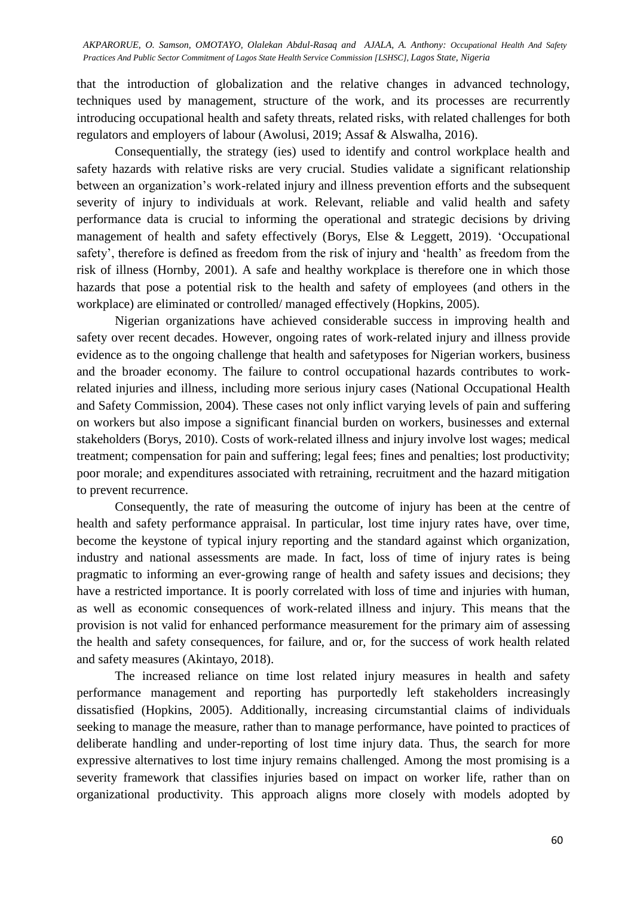that the introduction of globalization and the relative changes in advanced technology, techniques used by management, structure of the work, and its processes are recurrently introducing occupational health and safety threats, related risks, with related challenges for both regulators and employers of labour (Awolusi, 2019; Assaf & Alswalha, 2016).

Consequentially, the strategy (ies) used to identify and control workplace health and safety hazards with relative risks are very crucial. Studies validate a significant relationship between an organization's work-related injury and illness prevention efforts and the subsequent severity of injury to individuals at work. Relevant, reliable and valid health and safety performance data is crucial to informing the operational and strategic decisions by driving management of health and safety effectively (Borys, Else & Leggett, 2019). 'Occupational safety', therefore is defined as freedom from the risk of injury and 'health' as freedom from the risk of illness (Hornby, 2001). A safe and healthy workplace is therefore one in which those hazards that pose a potential risk to the health and safety of employees (and others in the workplace) are eliminated or controlled/ managed effectively (Hopkins, 2005).

Nigerian organizations have achieved considerable success in improving health and safety over recent decades. However, ongoing rates of work-related injury and illness provide evidence as to the ongoing challenge that health and safetyposes for Nigerian workers, business and the broader economy. The failure to control occupational hazards contributes to work-related injuries and illness, including more serious injury cases (National Occupational Health and Safety Commission, 2004). These cases not only inflict varying levels of pain and suffering on workers but also impose a significant financial burden on workers, businesses and external stakeholders (Borys, 2010). Costs of work-related illness and injury involve lost wages; medical treatment; compensation for pain and suffering; legal fees; fines and penalties; lost productivity; poor morale; and expenditures associated with retraining, recruitment and the hazard mitigation to prevent recurrence.

Consequently, the rate of measuring the outcome of injury has been at the centre of health and safety performance appraisal. In particular, lost time injury rates have, over time, become the keystone of typical injury reporting and the standard against which organization, industry and national assessments are made. In fact, loss of time of injury rates is being pragmatic to informing an ever-growing range of health and safety issues and decisions; they have a restricted importance. It is poorly correlated with loss of time and injuries with human, as well as economic consequences of work-related illness and injury. This means that the provision is not valid for enhanced performance measurement for the primary aim of assessing the health and safety consequences, for failure, and or, for the success of work health related and safety measures (Akintayo, 2018).

The increased reliance on time lost related injury measures in health and safety performance management and reporting has purportedly left stakeholders increasingly dissatisfied (Hopkins, 2005). Additionally, increasing circumstantial claims of individuals seeking to manage the measure, rather than to manage performance, have pointed to practices of deliberate handling and under-reporting of lost time injury data. Thus, the search for more expressive alternatives to lost time injury remains challenged. Among the most promising is a severity framework that classifies injuries based on impact on worker life, rather than on organizational productivity. This approach aligns more closely with models adopted by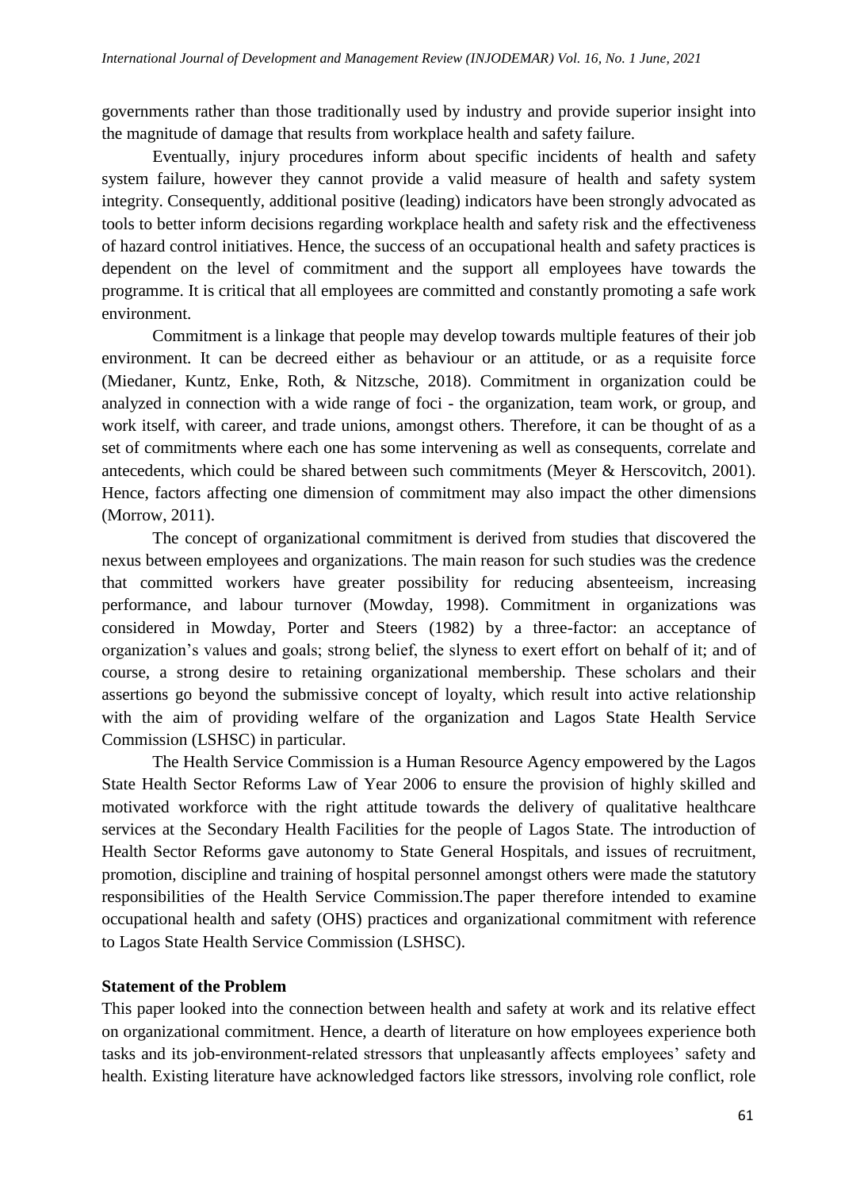governments rather than those traditionally used by industry and provide superior insight into the magnitude of damage that results from workplace health and safety failure.

Eventually, injury procedures inform about specific incidents of health and safety system failure, however they cannot provide a valid measure of health and safety system integrity. Consequently, additional positive (leading) indicators have been strongly advocated as tools to better inform decisions regarding workplace health and safety risk and the effectiveness of hazard control initiatives. Hence, the success of an occupational health and safety practices is dependent on the level of commitment and the support all employees have towards the programme. It is critical that all employees are committed and constantly promoting a safe work environment.

Commitment is a linkage that people may develop towards multiple features of their job environment. It can be decreed either as behaviour or an attitude, or as a requisite force (Miedaner, Kuntz, Enke, Roth, & Nitzsche, 2018). Commitment in organization could be analyzed in connection with a wide range of foci - the organization, team work, or group, and work itself, with career, and trade unions, amongst others. Therefore, it can be thought of as a set of commitments where each one has some intervening as well as consequents, correlate and antecedents, which could be shared between such commitments (Meyer & Herscovitch, 2001). Hence, factors affecting one dimension of commitment may also impact the other dimensions (Morrow, 2011).

The concept of organizational commitment is derived from studies that discovered the nexus between employees and organizations. The main reason for such studies was the credence that committed workers have greater possibility for reducing absenteeism, increasing performance, and labour turnover (Mowday, 1998). Commitment in organizations was considered in Mowday, Porter and Steers (1982) by a three-factor: an acceptance of organization's values and goals; strong belief, the slyness to exert effort on behalf of it; and of course, a strong desire to retaining organizational membership. These scholars and their assertions go beyond the submissive concept of loyalty, which result into active relationship with the aim of providing welfare of the organization and Lagos State Health Service Commission (LSHSC) in particular.

The Health Service Commission is a Human Resource Agency empowered by the Lagos State Health Sector Reforms Law of Year 2006 to ensure the provision of highly skilled and motivated workforce with the right attitude towards the delivery of qualitative healthcare services at the Secondary Health Facilities for the people of Lagos State. The introduction of Health Sector Reforms gave autonomy to State General Hospitals, and issues of recruitment, promotion, discipline and training of hospital personnel amongst others were made the statutory responsibilities of the Health Service Commission.The paper therefore intended to examine occupational health and safety (OHS) practices and organizational commitment with reference to Lagos State Health Service Commission (LSHSC).

**Statement of the Problem**

This paper looked into the connection between health and safety at work and its relative effect on organizational commitment. Hence, a dearth of literature on how employees experience both tasks and its job-environment-related stressors that unpleasantly affects employees' safety and health. Existing literature have acknowledged factors like stressors, involving role conflict, role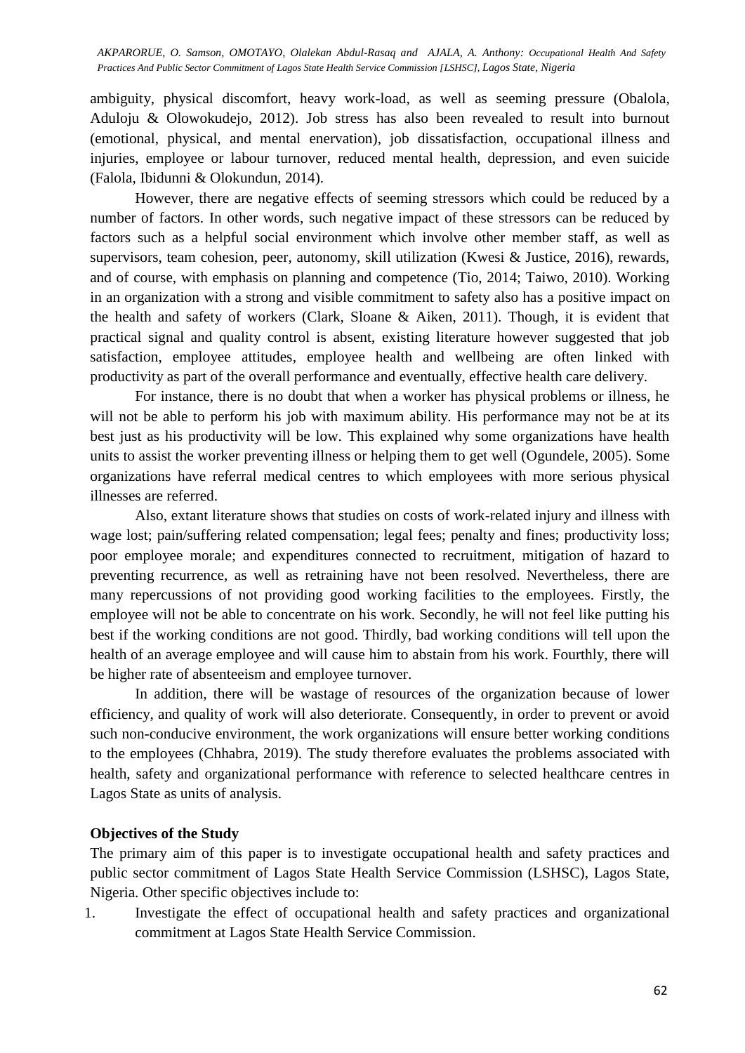ambiguity, physical discomfort, heavy work-load, as well as seeming pressure (Obalola, Aduloju & Olowokudejo, 2012). Job stress has also been revealed to result into burnout (emotional, physical, and mental enervation), job dissatisfaction, occupational illness and injuries, employee or labour turnover, reduced mental health, depression, and even suicide (Falola, Ibidunni & Olokundun, 2014).

However, there are negative effects of seeming stressors which could be reduced by a number of factors. In other words, such negative impact of these stressors can be reduced by factors such as a helpful social environment which involve other member staff, as well as supervisors, team cohesion, peer, autonomy, skill utilization (Kwesi & Justice, 2016), rewards, and of course, with emphasis on planning and competence (Tio, 2014; Taiwo, 2010). Working in an organization with a strong and visible commitment to safety also has a positive impact on the health and safety of workers (Clark, Sloane & Aiken, 2011). Though, it is evident that practical signal and quality control is absent, existing literature however suggested that job satisfaction, employee attitudes, employee health and wellbeing are often linked with productivity as part of the overall performance and eventually, effective health care delivery.

For instance, there is no doubt that when a worker has physical problems or illness, he will not be able to perform his job with maximum ability. His performance may not be at its best just as his productivity will be low. This explained why some organizations have health units to assist the worker preventing illness or helping them to get well (Ogundele, 2005). Some organizations have referral medical centres to which employees with more serious physical illnesses are referred.

Also, extant literature shows that studies on costs of work-related injury and illness with wage lost; pain/suffering related compensation; legal fees; penalty and fines; productivity loss; poor employee morale; and expenditures connected to recruitment, mitigation of hazard to preventing recurrence, as well as retraining have not been resolved. Nevertheless, there are many repercussions of not providing good working facilities to the employees. Firstly, the employee will not be able to concentrate on his work. Secondly, he will not feel like putting his best if the working conditions are not good. Thirdly, bad working conditions will tell upon the health of an average employee and will cause him to abstain from his work. Fourthly, there will be higher rate of absenteeism and employee turnover.

In addition, there will be wastage of resources of the organization because of lower efficiency, and quality of work will also deteriorate. Consequently, in order to prevent or avoid such non-conducive environment, the work organizations will ensure better working conditions to the employees (Chhabra, 2019). The study therefore evaluates the problems associated with health, safety and organizational performance with reference to selected healthcare centres in Lagos State as units of analysis.

**Objectives of the Study**

The primary aim of this paper is to investigate occupational health and safety practices and public sector commitment of Lagos State Health Service Commission (LSHSC), Lagos State, Nigeria. Other specific objectives include to:

1. Investigate the effect of occupational health and safety practices and organizational commitment at Lagos State Health Service Commission.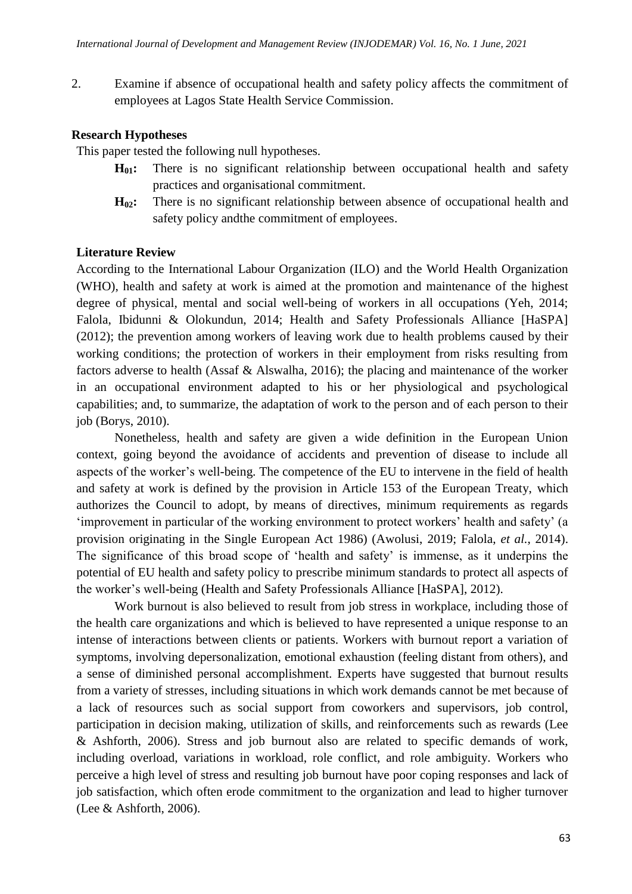2. Examine if absence of occupational health and safety policy affects the commitment of employees at Lagos State Health Service Commission.

### Research Hypotheses

This paper tested the following null hypotheses.

- **$H_{01}$:** There is no significant relationship between occupational health and safety practices and organisational commitment.
- **$H_{02}$:** There is no significant relationship between absence of occupational health and safety policy andthe commitment of employees.

### Literature Review

According to the International Labour Organization (ILO) and the World Health Organization (WHO), health and safety at work is aimed at the promotion and maintenance of the highest degree of physical, mental and social well-being of workers in all occupations (Yeh, 2014; Falola, Ibidunni & Olokundun, 2014; Health and Safety Professionals Alliance [HaSPA] (2012); the prevention among workers of leaving work due to health problems caused by their working conditions; the protection of workers in their employment from risks resulting from factors adverse to health (Assaf & Alswalha, 2016); the placing and maintenance of the worker in an occupational environment adapted to his or her physiological and psychological capabilities; and, to summarize, the adaptation of work to the person and of each person to their job (Borys, 2010).

Nonetheless, health and safety are given a wide definition in the European Union context, going beyond the avoidance of accidents and prevention of disease to include all aspects of the worker's well-being. The competence of the EU to intervene in the field of health and safety at work is defined by the provision in Article 153 of the European Treaty, which authorizes the Council to adopt, by means of directives, minimum requirements as regards 'improvement in particular of the working environment to protect workers' health and safety' (a provision originating in the Single European Act 1986) (Awolusi, 2019; Falola, *et al.*, 2014). The significance of this broad scope of 'health and safety' is immense, as it underpins the potential of EU health and safety policy to prescribe minimum standards to protect all aspects of the worker's well-being (Health and Safety Professionals Alliance [HaSPA], 2012).

Work burnout is also believed to result from job stress in workplace, including those of the health care organizations and which is believed to have represented a unique response to an intense of interactions between clients or patients. Workers with burnout report a variation of symptoms, involving depersonalization, emotional exhaustion (feeling distant from others), and a sense of diminished personal accomplishment. Experts have suggested that burnout results from a variety of stresses, including situations in which work demands cannot be met because of a lack of resources such as social support from coworkers and supervisors, job control, participation in decision making, utilization of skills, and reinforcements such as rewards (Lee & Ashforth, 2006). Stress and job burnout also are related to specific demands of work, including overload, variations in workload, role conflict, and role ambiguity. Workers who perceive a high level of stress and resulting job burnout have poor coping responses and lack of job satisfaction, which often erode commitment to the organization and lead to higher turnover (Lee & Ashforth, 2006).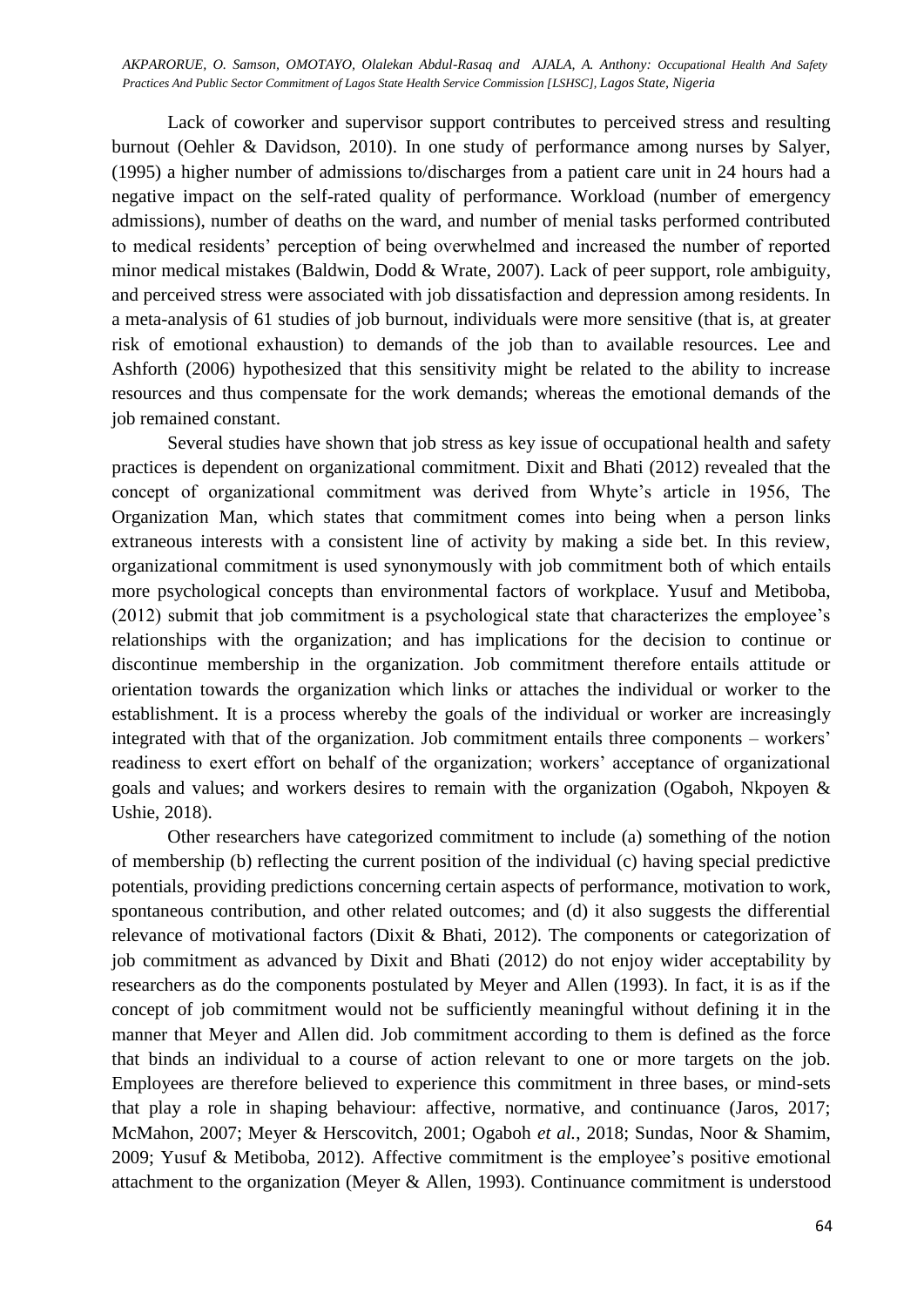Lack of coworker and supervisor support contributes to perceived stress and resulting burnout (Oehler & Davidson, 2010). In one study of performance among nurses by Salyer, (1995) a higher number of admissions to/discharges from a patient care unit in 24 hours had a negative impact on the self-rated quality of performance. Workload (number of emergency admissions), number of deaths on the ward, and number of menial tasks performed contributed to medical residents' perception of being overwhelmed and increased the number of reported minor medical mistakes (Baldwin, Dodd & Wrate, 2007). Lack of peer support, role ambiguity, and perceived stress were associated with job dissatisfaction and depression among residents. In a meta-analysis of 61 studies of job burnout, individuals were more sensitive (that is, at greater risk of emotional exhaustion) to demands of the job than to available resources. Lee and Ashforth (2006) hypothesized that this sensitivity might be related to the ability to increase resources and thus compensate for the work demands; whereas the emotional demands of the job remained constant.

Several studies have shown that job stress as key issue of occupational health and safety practices is dependent on organizational commitment. Dixit and Bhati (2012) revealed that the concept of organizational commitment was derived from Whyte's article in 1956, The Organization Man, which states that commitment comes into being when a person links extraneous interests with a consistent line of activity by making a side bet. In this review, organizational commitment is used synonymously with job commitment both of which entails more psychological concepts than environmental factors of workplace. Yusuf and Metiboba, (2012) submit that job commitment is a psychological state that characterizes the employee's relationships with the organization; and has implications for the decision to continue or discontinue membership in the organization. Job commitment therefore entails attitude or orientation towards the organization which links or attaches the individual or worker to the establishment. It is a process whereby the goals of the individual or worker are increasingly integrated with that of the organization. Job commitment entails three components – workers' readiness to exert effort on behalf of the organization; workers' acceptance of organizational goals and values; and workers desires to remain with the organization (Ogaboh, Nkpoyen & Ushie, 2018).

Other researchers have categorized commitment to include (a) something of the notion of membership (b) reflecting the current position of the individual (c) having special predictive potentials, providing predictions concerning certain aspects of performance, motivation to work, spontaneous contribution, and other related outcomes; and (d) it also suggests the differential relevance of motivational factors (Dixit & Bhati, 2012). The components or categorization of job commitment as advanced by Dixit and Bhati (2012) do not enjoy wider acceptability by researchers as do the components postulated by Meyer and Allen (1993). In fact, it is as if the concept of job commitment would not be sufficiently meaningful without defining it in the manner that Meyer and Allen did. Job commitment according to them is defined as the force that binds an individual to a course of action relevant to one or more targets on the job. Employees are therefore believed to experience this commitment in three bases, or mind-sets that play a role in shaping behaviour: affective, normative, and continuance (Jaros, 2017; McMahon, 2007; Meyer & Herscovitch, 2001; Ogaboh *et al.*, 2018; Sundas, Noor & Shamim, 2009; Yusuf & Metiboba, 2012). Affective commitment is the employee's positive emotional attachment to the organization (Meyer & Allen, 1993). Continuance commitment is understood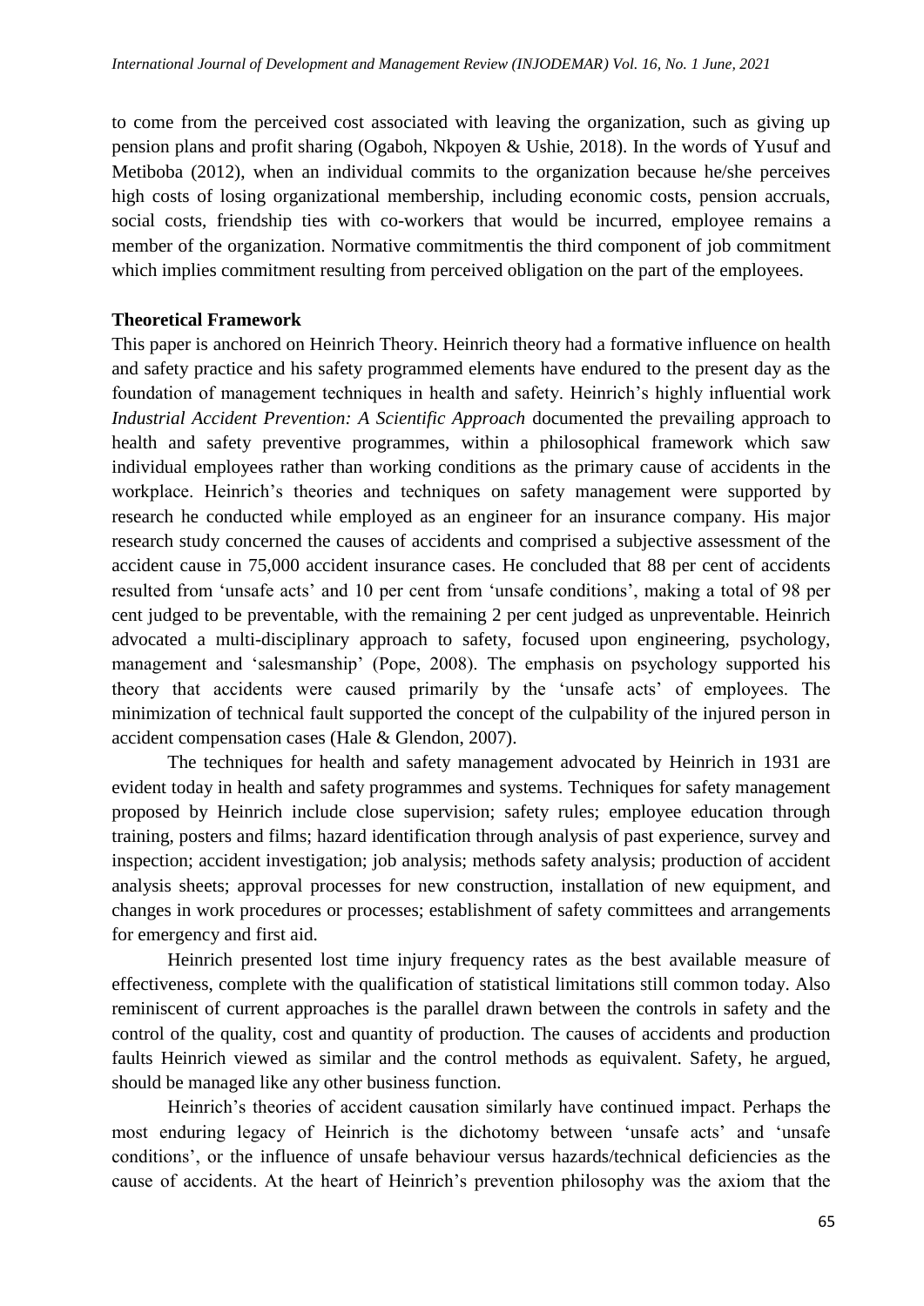to come from the perceived cost associated with leaving the organization, such as giving up pension plans and profit sharing (Ogaboh, Nkpoyen & Ushie, 2018). In the words of Yusuf and Metiboba (2012), when an individual commits to the organization because he/she perceives high costs of losing organizational membership, including economic costs, pension accruals, social costs, friendship ties with co-workers that would be incurred, employee remains a member of the organization. Normative commitmentis the third component of job commitment which implies commitment resulting from perceived obligation on the part of the employees.

## Theoretical Framework

This paper is anchored on Heinrich Theory. Heinrich theory had a formative influence on health and safety practice and his safety programmed elements have endured to the present day as the foundation of management techniques in health and safety. Heinrich's highly influential work *Industrial Accident Prevention: A Scientific Approach* documented the prevailing approach to health and safety preventive programmes, within a philosophical framework which saw individual employees rather than working conditions as the primary cause of accidents in the workplace. Heinrich's theories and techniques on safety management were supported by research he conducted while employed as an engineer for an insurance company. His major research study concerned the causes of accidents and comprised a subjective assessment of the accident cause in 75,000 accident insurance cases. He concluded that 88 per cent of accidents resulted from 'unsafe acts' and 10 per cent from 'unsafe conditions', making a total of 98 per cent judged to be preventable, with the remaining 2 per cent judged as unpreventable. Heinrich advocated a multi-disciplinary approach to safety, focused upon engineering, psychology, management and 'salesmanship' (Pope, 2008). The emphasis on psychology supported his theory that accidents were caused primarily by the 'unsafe acts' of employees. The minimization of technical fault supported the concept of the culpability of the injured person in accident compensation cases (Hale & Glendon, 2007).

The techniques for health and safety management advocated by Heinrich in 1931 are evident today in health and safety programmes and systems. Techniques for safety management proposed by Heinrich include close supervision; safety rules; employee education through training, posters and films; hazard identification through analysis of past experience, survey and inspection; accident investigation; job analysis; methods safety analysis; production of accident analysis sheets; approval processes for new construction, installation of new equipment, and changes in work procedures or processes; establishment of safety committees and arrangements for emergency and first aid.

Heinrich presented lost time injury frequency rates as the best available measure of effectiveness, complete with the qualification of statistical limitations still common today. Also reminiscent of current approaches is the parallel drawn between the controls in safety and the control of the quality, cost and quantity of production. The causes of accidents and production faults Heinrich viewed as similar and the control methods as equivalent. Safety, he argued, should be managed like any other business function.

Heinrich's theories of accident causation similarly have continued impact. Perhaps the most enduring legacy of Heinrich is the dichotomy between 'unsafe acts' and 'unsafe conditions', or the influence of unsafe behaviour versus hazards/technical deficiencies as the cause of accidents. At the heart of Heinrich's prevention philosophy was the axiom that the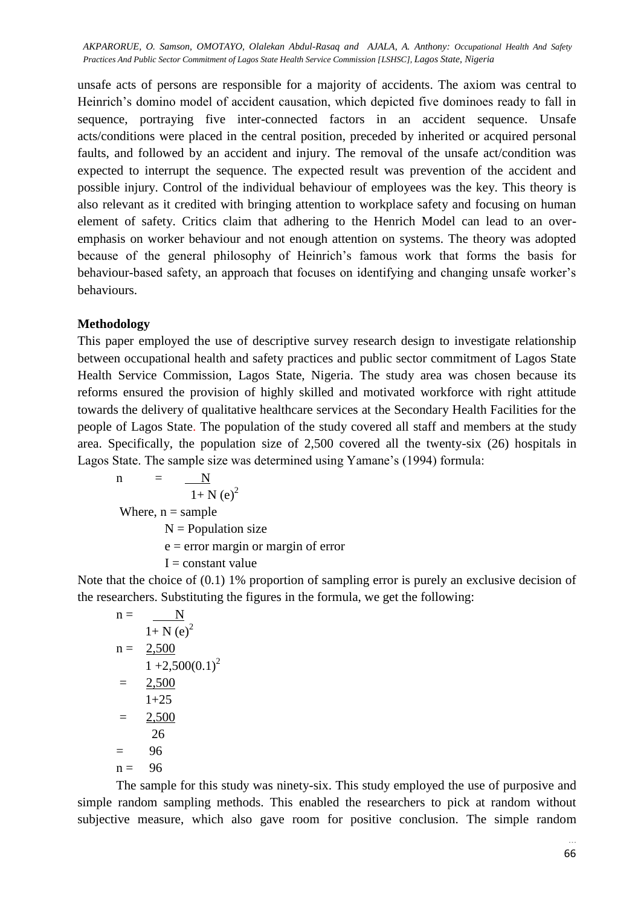unsafe acts of persons are responsible for a majority of accidents. The axiom was central to Heinrich's domino model of accident causation, which depicted five dominoes ready to fall in sequence, portraying five inter-connected factors in an accident sequence. Unsafe acts/conditions were placed in the central position, preceded by inherited or acquired personal faults, and followed by an accident and injury. The removal of the unsafe act/condition was expected to interrupt the sequence. The expected result was prevention of the accident and possible injury. Control of the individual behaviour of employees was the key. This theory is also relevant as it credited with bringing attention to workplace safety and focusing on human element of safety. Critics claim that adhering to the Henrich Model can lead to an over-emphasis on worker behaviour and not enough attention on systems. The theory was adopted because of the general philosophy of Heinrich's famous work that forms the basis for behaviour-based safety, an approach that focuses on identifying and changing unsafe worker's behaviours.

**Methodology**

This paper employed the use of descriptive survey research design to investigate relationship between occupational health and safety practices and public sector commitment of Lagos State Health Service Commission, Lagos State, Nigeria. The study area was chosen because its reforms ensured the provision of highly skilled and motivated workforce with right attitude towards the delivery of qualitative healthcare services at the Secondary Health Facilities for the people of Lagos State. The population of the study covered all staff and members at the study area. Specifically, the population size of 2,500 covered all the twenty-six (26) hospitals in Lagos State. The sample size was determined using Yamane's (1994) formula:

$$n = \frac{N}{1 + N(e)^2}$$

Where, n = sample

N = Population size

e = error margin or margin of error

I = constant value

Note that the choice of (0.1) 1% proportion of sampling error is purely an exclusive decision of the researchers. Substituting the figures in the formula, we get the following:

$$n = \frac{N}{1 + N(e)^2}$$

$$n = \frac{2{,}500}{1 + 2{,}500(0.1)^2}$$

$$= \frac{2{,}500}{1+25}$$

$$= \frac{2{,}500}{26}$$

$$= 96$$

$$n = 96$$

The sample for this study was ninety-six. This study employed the use of purposive and simple random sampling methods. This enabled the researchers to pick at random without subjective measure, which also gave room for positive conclusion. The simple random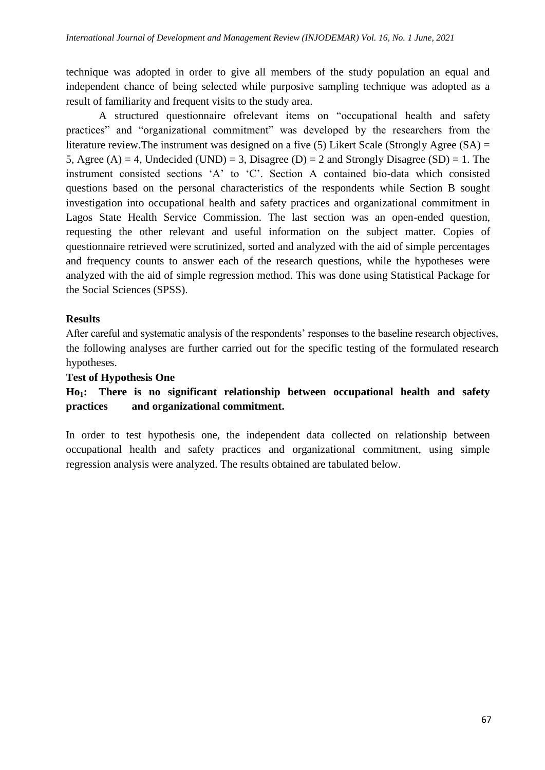technique was adopted in order to give all members of the study population an equal and independent chance of being selected while purposive sampling technique was adopted as a result of familiarity and frequent visits to the study area.

A structured questionnaire ofrelevant items on "occupational health and safety practices" and "organizational commitment" was developed by the researchers from the literature review.The instrument was designed on a five (5) Likert Scale (Strongly Agree (SA) = 5, Agree (A) = 4, Undecided (UND) = 3, Disagree (D) = 2 and Strongly Disagree (SD) = 1. The instrument consisted sections 'A' to 'C'. Section A contained bio-data which consisted questions based on the personal characteristics of the respondents while Section B sought investigation into occupational health and safety practices and organizational commitment in Lagos State Health Service Commission. The last section was an open-ended question, requesting the other relevant and useful information on the subject matter. Copies of questionnaire retrieved were scrutinized, sorted and analyzed with the aid of simple percentages and frequency counts to answer each of the research questions, while the hypotheses were analyzed with the aid of simple regression method. This was done using Statistical Package for the Social Sciences (SPSS).

## Results

After careful and systematic analysis of the respondents' responses to the baseline research objectives, the following analyses are further carried out for the specific testing of the formulated research hypotheses.

### Test of Hypothesis One

**$Ho_1$: There is no significant relationship between occupational health and safety practices and organizational commitment.**

In order to test hypothesis one, the independent data collected on relationship between occupational health and safety practices and organizational commitment, using simple regression analysis were analyzed. The results obtained are tabulated below.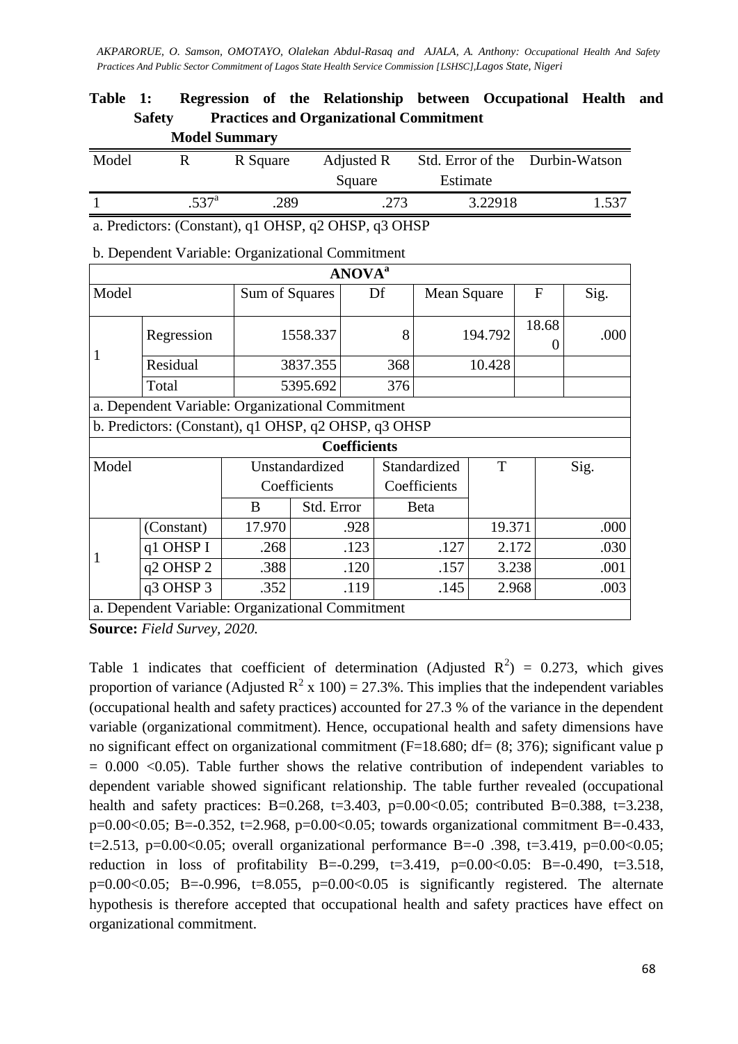**Table 1: Regression of the Relationship between Occupational Health and Safety Practices and Organizational Commitment**

**Model Summary**

| Model | R | R Square | Adjusted R Square | Std. Error of the Estimate | Durbin-Watson |
|---|---|---|---|---|---|
| 1 | .537[a] | .289 | .273 | 3.22918 | 1.537 |

a. Predictors: (Constant), q1 OHSP, q2 OHSP, q3 OHSP

b. Dependent Variable: Organizational Commitment

**ANOVA[a]**

| Model | | Sum of Squares | Df | Mean Square | F | Sig. |
|---|---|---|---|---|---|---|
| 1 | Regression | 1558.337 | 8 | 194.792 | 18.680 | .000 |
| | Residual | 3837.355 | 368 | 10.428 | | |
| | Total | 5395.692 | 376 | | | |

a. Dependent Variable: Organizational Commitment

b. Predictors: (Constant), q1 OHSP, q2 OHSP, q3 OHSP

**Coefficients**

| Model | | Unstandardized Coefficients | | Standardized Coefficients | T | Sig. |
|---|---|---|---|---|---|---|
| | | B | Std. Error | Beta | | |
| 1 | (Constant) | 17.970 | .928 | | 19.371 | .000 |
| | q1 OHSP I | .268 | .123 | .127 | 2.172 | .030 |
| | q2 OHSP 2 | .388 | .120 | .157 | 3.238 | .001 |
| | q3 OHSP 3 | .352 | .119 | .145 | 2.968 | .003 |

a. Dependent Variable: Organizational Commitment

**Source:** *Field Survey, 2020.*

Table 1 indicates that coefficient of determination (Adjusted $R^2$) = 0.273, which gives proportion of variance (Adjusted $R^2$ x 100) = 27.3%. This implies that the independent variables (occupational health and safety practices) accounted for 27.3 % of the variance in the dependent variable (organizational commitment). Hence, occupational health and safety dimensions have no significant effect on organizational commitment (F=18.680; df= (8; 376); significant value p = 0.000 <0.05). Table further shows the relative contribution of independent variables to dependent variable showed significant relationship. The table further revealed (occupational health and safety practices: B=0.268, t=3.403, p=0.00<0.05; contributed B=0.388, t=3.238, p=0.00<0.05; B=-0.352, t=2.968, p=0.00<0.05; towards organizational commitment B=-0.433, t=2.513, p=0.00<0.05; overall organizational performance B=-0 .398, t=3.419, p=0.00<0.05; reduction in loss of profitability B=-0.299, t=3.419, p=0.00<0.05: B=-0.490, t=3.518, p=0.00<0.05; B=-0.996, t=8.055, p=0.00<0.05 is significantly registered. The alternate hypothesis is therefore accepted that occupational health and safety practices have effect on organizational commitment.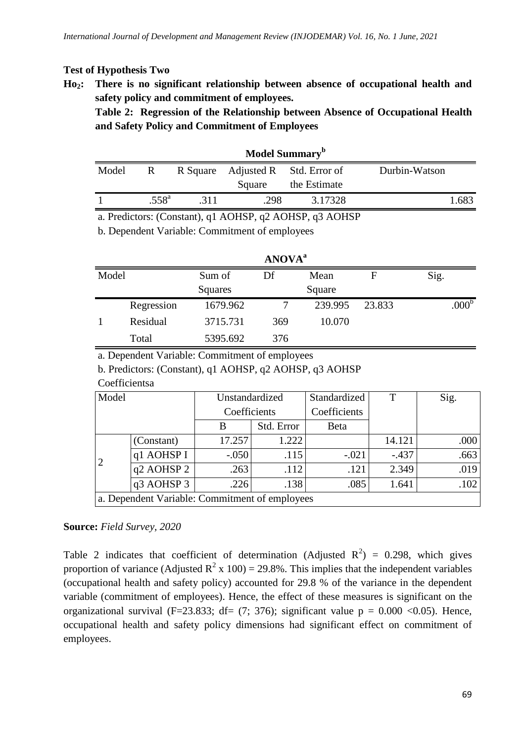**Test of Hypothesis Two**

**$Ho_2$: There is no significant relationship between absence of occupational health and safety policy and commitment of employees.**

**Table 2: Regression of the Relationship between Absence of Occupational Health and Safety Policy and Commitment of Employees**

**Model Summary[b]**

| Model | R | R Square | Adjusted R Square | Std. Error of the Estimate | Durbin-Watson |
|---|---|---|---|---|---|
| 1 | .558[a] | .311 | .298 | 3.17328 | 1.683 |

a. Predictors: (Constant), q1 AOHSP, q2 AOHSP, q3 AOHSP

b. Dependent Variable: Commitment of employees

**ANOVA[a]**

| Model | | Sum of Squares | Df | Mean Square | F | Sig. |
|---|---|---|---|---|---|---|
| 1 | Regression | 1679.962 | 7 | 239.995 | 23.833 | .000[b] |
| | Residual | 3715.731 | 369 | 10.070 | | |
| | Total | 5395.692 | 376 | | | |

a. Dependent Variable: Commitment of employees

b. Predictors: (Constant), q1 AOHSP, q2 AOHSP, q3 AOHSP

Coefficientsa

| Model | | Unstandardized Coefficients | | Standardized Coefficients | T | Sig. |
|---|---|---|---|---|---|---|
| | | B | Std. Error | Beta | | |
| 2 | (Constant) | 17.257 | 1.222 | | 14.121 | .000 |
| | q1 AOHSP I | -.050 | .115 | -.021 | -.437 | .663 |
| | q2 AOHSP 2 | .263 | .112 | .121 | 2.349 | .019 |
| | q3 AOHSP 3 | .226 | .138 | .085 | 1.641 | .102 |

a. Dependent Variable: Commitment of employees

**Source:** *Field Survey, 2020*

Table 2 indicates that coefficient of determination (Adjusted $R^2$) = 0.298, which gives proportion of variance (Adjusted $R^2$ x 100) = 29.8%. This implies that the independent variables (occupational health and safety policy) accounted for 29.8 % of the variance in the dependent variable (commitment of employees). Hence, the effect of these measures is significant on the organizational survival (F=23.833; df= (7; 376); significant value $p = 0.000 < 0.05$). Hence, occupational health and safety policy dimensions had significant effect on commitment of employees.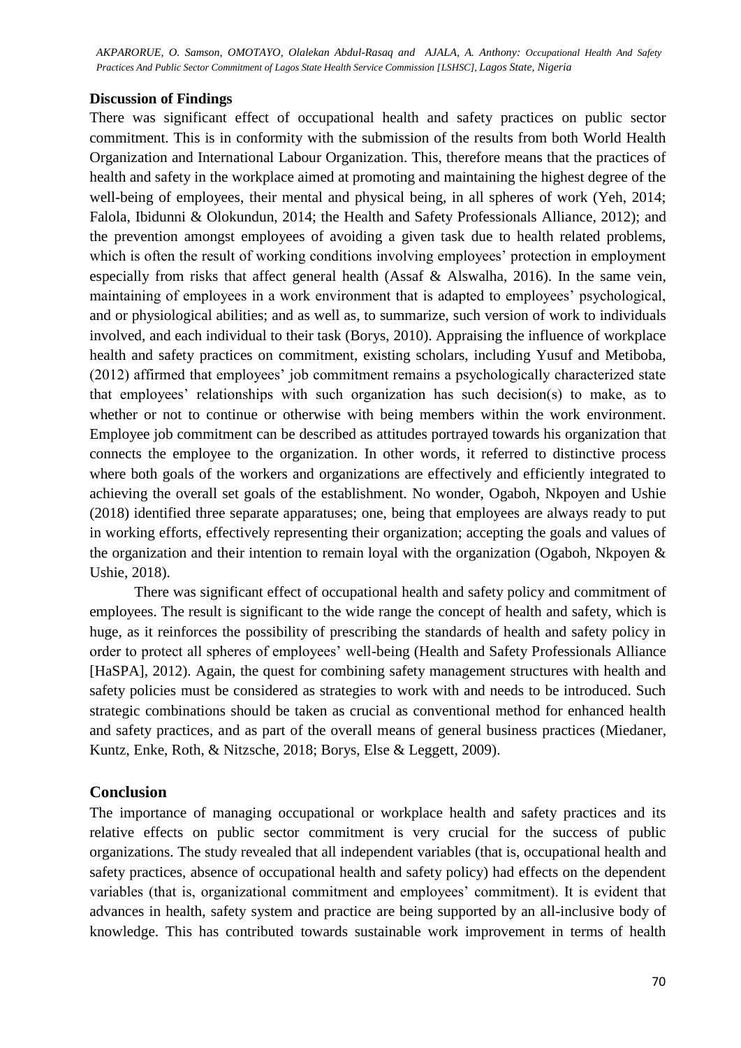**Discussion of Findings**

There was significant effect of occupational health and safety practices on public sector commitment. This is in conformity with the submission of the results from both World Health Organization and International Labour Organization. This, therefore means that the practices of health and safety in the workplace aimed at promoting and maintaining the highest degree of the well-being of employees, their mental and physical being, in all spheres of work (Yeh, 2014; Falola, Ibidunni & Olokundun, 2014; the Health and Safety Professionals Alliance, 2012); and the prevention amongst employees of avoiding a given task due to health related problems, which is often the result of working conditions involving employees' protection in employment especially from risks that affect general health (Assaf & Alswalha, 2016). In the same vein, maintaining of employees in a work environment that is adapted to employees' psychological, and or physiological abilities; and as well as, to summarize, such version of work to individuals involved, and each individual to their task (Borys, 2010). Appraising the influence of workplace health and safety practices on commitment, existing scholars, including Yusuf and Metiboba, (2012) affirmed that employees' job commitment remains a psychologically characterized state that employees' relationships with such organization has such decision(s) to make, as to whether or not to continue or otherwise with being members within the work environment. Employee job commitment can be described as attitudes portrayed towards his organization that connects the employee to the organization. In other words, it referred to distinctive process where both goals of the workers and organizations are effectively and efficiently integrated to achieving the overall set goals of the establishment. No wonder, Ogaboh, Nkpoyen and Ushie (2018) identified three separate apparatuses; one, being that employees are always ready to put in working efforts, effectively representing their organization; accepting the goals and values of the organization and their intention to remain loyal with the organization (Ogaboh, Nkpoyen & Ushie, 2018).

There was significant effect of occupational health and safety policy and commitment of employees. The result is significant to the wide range the concept of health and safety, which is huge, as it reinforces the possibility of prescribing the standards of health and safety policy in order to protect all spheres of employees' well-being (Health and Safety Professionals Alliance [HaSPA], 2012). Again, the quest for combining safety management structures with health and safety policies must be considered as strategies to work with and needs to be introduced. Such strategic combinations should be taken as crucial as conventional method for enhanced health and safety practices, and as part of the overall means of general business practices (Miedaner, Kuntz, Enke, Roth, & Nitzsche, 2018; Borys, Else & Leggett, 2009).

## Conclusion

The importance of managing occupational or workplace health and safety practices and its relative effects on public sector commitment is very crucial for the success of public organizations. The study revealed that all independent variables (that is, occupational health and safety practices, absence of occupational health and safety policy) had effects on the dependent variables (that is, organizational commitment and employees' commitment). It is evident that advances in health, safety system and practice are being supported by an all-inclusive body of knowledge. This has contributed towards sustainable work improvement in terms of health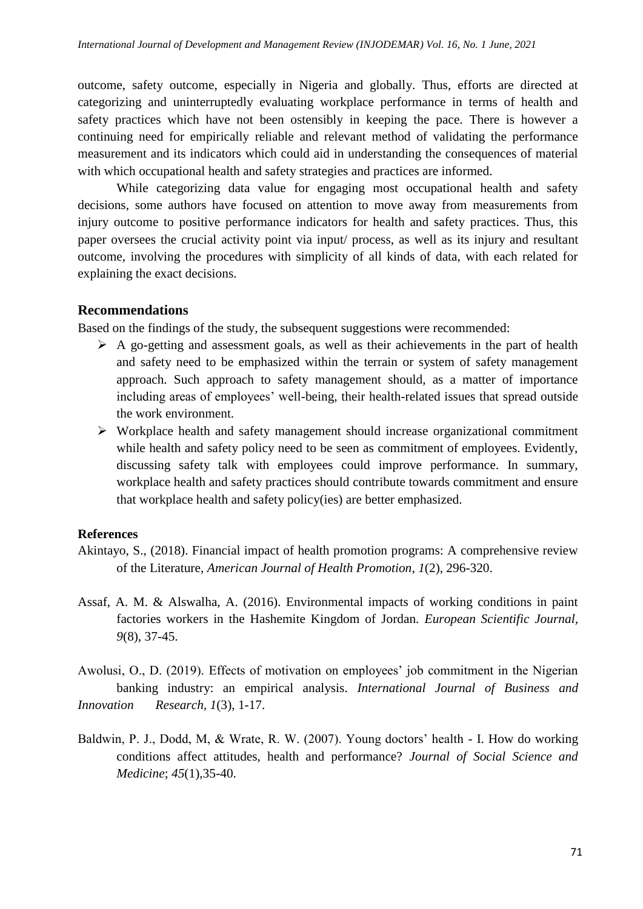outcome, safety outcome, especially in Nigeria and globally. Thus, efforts are directed at categorizing and uninterruptedly evaluating workplace performance in terms of health and safety practices which have not been ostensibly in keeping the pace. There is however a continuing need for empirically reliable and relevant method of validating the performance measurement and its indicators which could aid in understanding the consequences of material with which occupational health and safety strategies and practices are informed.

While categorizing data value for engaging most occupational health and safety decisions, some authors have focused on attention to move away from measurements from injury outcome to positive performance indicators for health and safety practices. Thus, this paper oversees the crucial activity point via input/ process, as well as its injury and resultant outcome, involving the procedures with simplicity of all kinds of data, with each related for explaining the exact decisions.

## Recommendations

Based on the findings of the study, the subsequent suggestions were recommended:

- A go-getting and assessment goals, as well as their achievements in the part of health and safety need to be emphasized within the terrain or system of safety management approach. Such approach to safety management should, as a matter of importance including areas of employees' well-being, their health-related issues that spread outside the work environment.
- Workplace health and safety management should increase organizational commitment while health and safety policy need to be seen as commitment of employees. Evidently, discussing safety talk with employees could improve performance. In summary, workplace health and safety practices should contribute towards commitment and ensure that workplace health and safety policy(ies) are better emphasized.

### References

Akintayo, S., (2018). Financial impact of health promotion programs: A comprehensive review of the Literature, *American Journal of Health Promotion*, *1*(2), 296-320.

Assaf, A. M. & Alswalha, A. (2016). Environmental impacts of working conditions in paint factories workers in the Hashemite Kingdom of Jordan. *European Scientific Journal, 9*(8), 37-45.

Awolusi, O., D. (2019). Effects of motivation on employees' job commitment in the Nigerian banking industry: an empirical analysis. *International Journal of Business and Innovation Research, 1*(3), 1-17.

Baldwin, P. J., Dodd, M, & Wrate, R. W. (2007). Young doctors' health - I. How do working conditions affect attitudes, health and performance? *Journal of Social Science and Medicine*; *45*(1),35-40.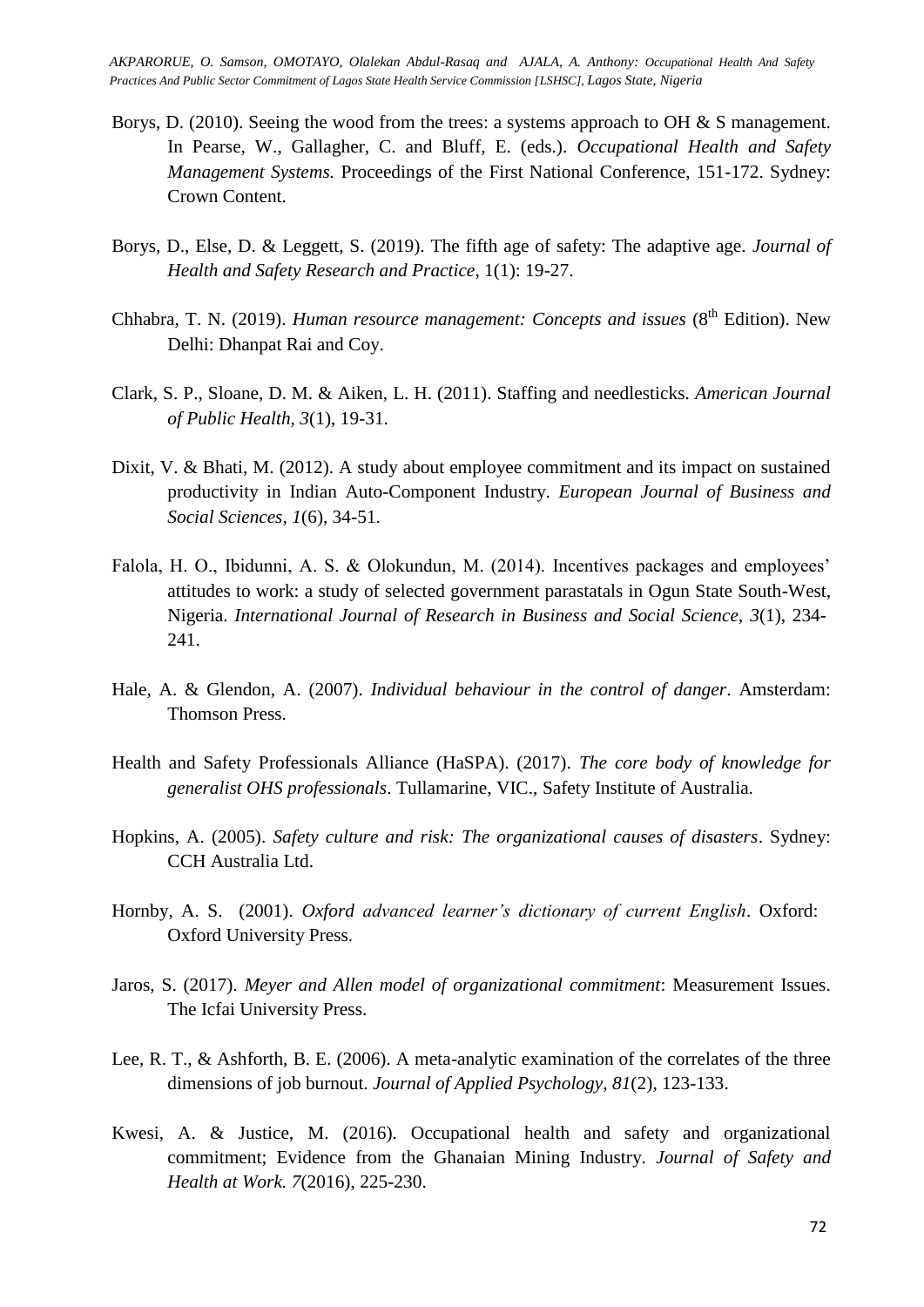Borys, D. (2010). Seeing the wood from the trees: a systems approach to OH & S management. In Pearse, W., Gallagher, C. and Bluff, E. (eds.). *Occupational Health and Safety Management Systems.* Proceedings of the First National Conference, 151-172. Sydney: Crown Content.

Borys, D., Else, D. & Leggett, S. (2019). The fifth age of safety: The adaptive age. *Journal of Health and Safety Research and Practice*, 1(1): 19-27.

Chhabra, T. N. (2019). *Human resource management: Concepts and issues* (8th Edition). New Delhi: Dhanpat Rai and Coy.

Clark, S. P., Sloane, D. M. & Aiken, L. H. (2011). Staffing and needlesticks. *American Journal of Public Health, 3*(1), 19-31.

Dixit, V. & Bhati, M. (2012). A study about employee commitment and its impact on sustained productivity in Indian Auto-Component Industry. *European Journal of Business and Social Sciences, 1*(6), 34-51.

Falola, H. O., Ibidunni, A. S. & Olokundun, M. (2014). Incentives packages and employees' attitudes to work: a study of selected government parastatals in Ogun State South-West, Nigeria. *International Journal of Research in Business and Social Science, 3*(1), 234-241.

Hale, A. & Glendon, A. (2007). *Individual behaviour in the control of danger*. Amsterdam: Thomson Press.

Health and Safety Professionals Alliance (HaSPA). (2017). *The core body of knowledge for generalist OHS professionals*. Tullamarine, VIC., Safety Institute of Australia.

Hopkins, A. (2005). *Safety culture and risk: The organizational causes of disasters*. Sydney: CCH Australia Ltd.

Hornby, A. S. (2001). *Oxford advanced learner's dictionary of current English*. Oxford: Oxford University Press.

Jaros, S. (2017). *Meyer and Allen model of organizational commitment*: Measurement Issues. The Icfai University Press.

Lee, R. T., & Ashforth, B. E. (2006). A meta-analytic examination of the correlates of the three dimensions of job burnout. *Journal of Applied Psychology*, *81*(2), 123-133.

Kwesi, A. & Justice, M. (2016). Occupational health and safety and organizational commitment; Evidence from the Ghanaian Mining Industry. *Journal of Safety and Health at Work. 7*(2016), 225-230.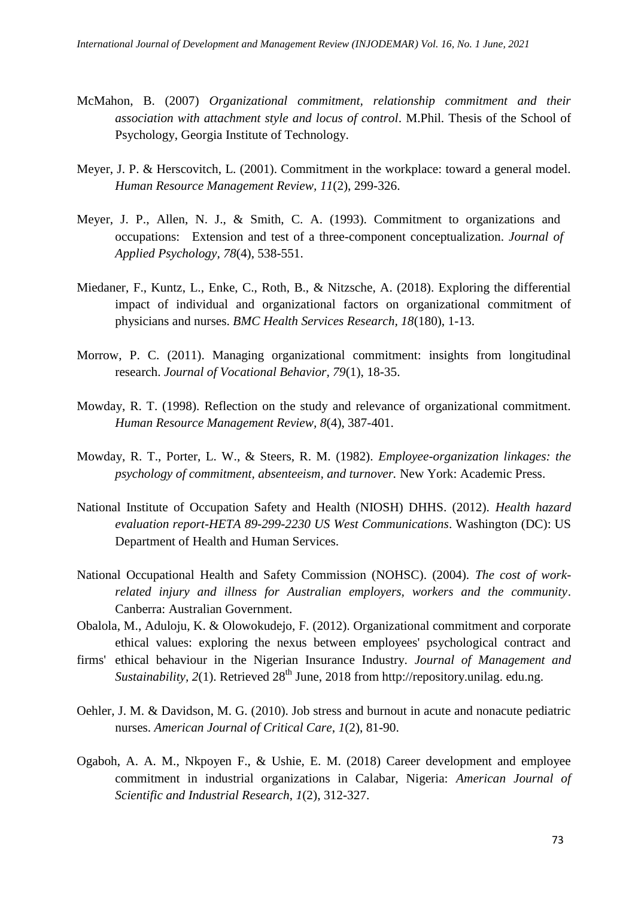McMahon, B. (2007) *Organizational commitment, relationship commitment and their association with attachment style and locus of control*. M.Phil. Thesis of the School of Psychology, Georgia Institute of Technology.

Meyer, J. P. & Herscovitch, L. (2001). Commitment in the workplace: toward a general model. *Human Resource Management Review, 11*(2), 299-326.

Meyer, J. P., Allen, N. J., & Smith, C. A. (1993). Commitment to organizations and occupations: Extension and test of a three-component conceptualization. *Journal of Applied Psychology, 78*(4), 538-551.

Miedaner, F., Kuntz, L., Enke, C., Roth, B., & Nitzsche, A. (2018). Exploring the differential impact of individual and organizational factors on organizational commitment of physicians and nurses. *BMC Health Services Research, 18*(180), 1-13.

Morrow, P. C. (2011). Managing organizational commitment: insights from longitudinal research. *Journal of Vocational Behavior, 79*(1), 18-35.

Mowday, R. T. (1998). Reflection on the study and relevance of organizational commitment. *Human Resource Management Review, 8*(4), 387-401.

Mowday, R. T., Porter, L. W., & Steers, R. M. (1982). *Employee-organization linkages: the psychology of commitment, absenteeism, and turnover.* New York: Academic Press.

National Institute of Occupation Safety and Health (NIOSH) DHHS. (2012). *Health hazard evaluation report-HETA 89-299-2230 US West Communications*. Washington (DC): US Department of Health and Human Services.

National Occupational Health and Safety Commission (NOHSC). (2004). *The cost of work-related injury and illness for Australian employers, workers and the community*. Canberra: Australian Government.

Obalola, M., Aduloju, K. & Olowokudejo, F. (2012). Organizational commitment and corporate ethical values: exploring the nexus between employees' psychological contract and firms' ethical behaviour in the Nigerian Insurance Industry. *Journal of Management and Sustainability, 2*(1). Retrieved 28th June, 2018 from http://repository.unilag. edu.ng.

Oehler, J. M. & Davidson, M. G. (2010). Job stress and burnout in acute and nonacute pediatric nurses. *American Journal of Critical Care*, *1*(2), 81-90.

Ogaboh, A. A. M., Nkpoyen F., & Ushie, E. M. (2018) Career development and employee commitment in industrial organizations in Calabar, Nigeria: *American Journal of Scientific and Industrial Research*, *1*(2), 312-327.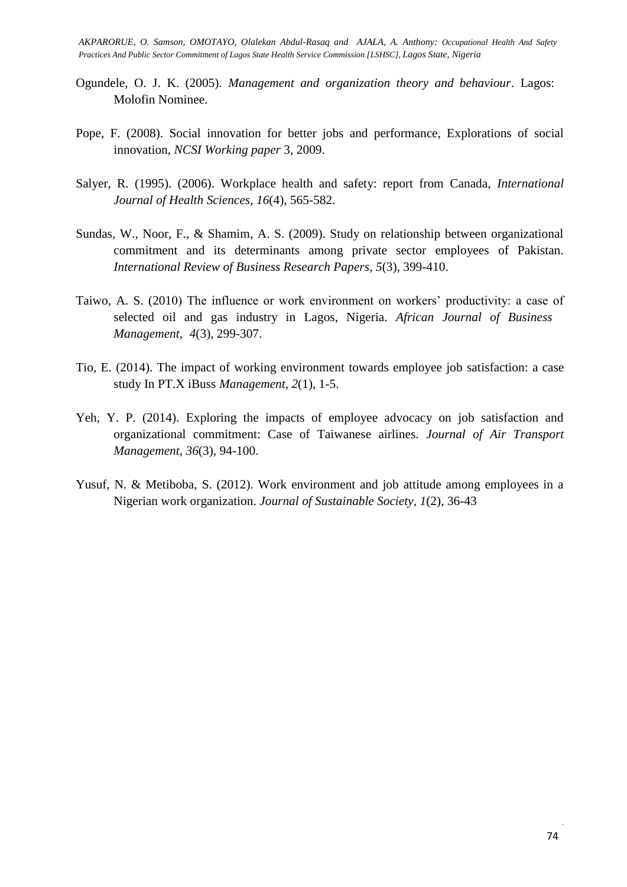Ogundele, O. J. K. (2005). *Management and organization theory and behaviour*. Lagos: Molofin Nominee.

Pope, F. (2008). Social innovation for better jobs and performance, Explorations of social innovation, *NCSI Working paper* 3, 2009.

Salyer, R. (1995). (2006). Workplace health and safety: report from Canada, *International Journal of Health Sciences*, *16*(4), 565-582.

Sundas, W., Noor, F., & Shamim, A. S. (2009). Study on relationship between organizational commitment and its determinants among private sector employees of Pakistan. *International Review of Business Research Papers, 5*(3), 399-410.

Taiwo, A. S. (2010) The influence or work environment on workers' productivity: a case of selected oil and gas industry in Lagos, Nigeria. *African Journal of Business Management, 4*(3), 299-307.

Tio, E. (2014). The impact of working environment towards employee job satisfaction: a case study In PT.X iBuss *Management, 2*(1), 1-5.

Yeh, Y. P. (2014). Exploring the impacts of employee advocacy on job satisfaction and organizational commitment: Case of Taiwanese airlines. *Journal of Air Transport Management*, *36*(3), 94-100.

Yusuf, N. & Metiboba, S. (2012). Work environment and job attitude among employees in a Nigerian work organization. *Journal of Sustainable Society, 1*(2), 36-43